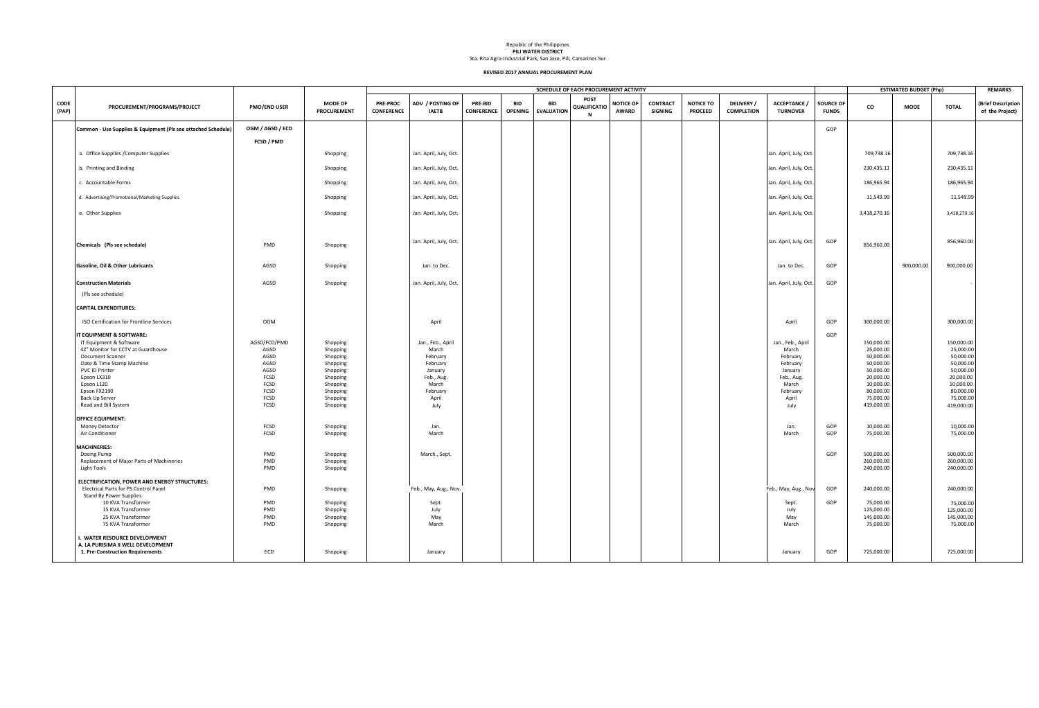Republic of the Philippines
**PILI WATER DISTRICT**
Sta. Rita Agro-Industrial Park, San Jose, Pili, Camarines Sur

**REVISED 2017 ANNUAL PROCUREMENT PLAN**

| CODE (PAP) | PROCUREMENT/PROGRAMS/PROJECT | PMO/END USER | MODE OF PROCUREMENT | SCHEDULE OF EACH PROCUREMENT ACTIVITY | | | | | | | | | | | SOURCE OF FUNDS | ESTIMATED BUDGET (Php) | | | REMARKS |
|---|---|---|---|---|---|---|---|---|---|---|---|---|---|---|---|---|---|---|---|
| | | | | PRE-PROC CONFERENCE | ADV / POSTING OF IAETB | PRE-BID CONFERENCE | BID OPENING | BID EVALUATION | POST QUALIFICATION | NOTICE OF AWARD | CONTRACT SIGNING | NOTICE TO PROCEED | DELIVERY / COMPLETION | ACCEPTANCE / TURNOVER | | CO | MOOE | TOTAL | (Brief Description of the Project) |
| | **Common - Use Supplies & Equipment (Pls see attached Schedule)** | **OGM / AGSD / ECD** | | | | | | | | | | | | | GOP | | | | |
| | | **FCSD / PMD** | | | | | | | | | | | | | | | | | |
| | a. Office Supplies /Computer Supplies | | Shopping | | Jan. April, July, Oct. | | | | | | | | | Jan. April, July, Oct. | | 709,738.16 | | 709,738.16 | |
| | b. Printing and Binding | | Shopping | | Jan. April, July, Oct. | | | | | | | | | Jan. April, July, Oct. | | 230,435.11 | | 230,435.11 | |
| | c. Accountable Forms | | Shopping | | Jan. April, July, Oct. | | | | | | | | | Jan. April, July, Oct. | | 186,965.94 | | 186,965.94 | |
| | d. Advertising/Promotional/Marketing Supplies | | Shopping | | Jan. April, July, Oct. | | | | | | | | | Jan. April, July, Oct. | | 11,549.99 | | 11,549.99 | |
| | e. Other Supplies | | Shopping | | Jan. April, July, Oct. | | | | | | | | | Jan. April, July, Oct. | | 3,418,270.16 | | 3,418,270.16 | |
| | **Chemicals (Pls see schedule)** | PMD | Shopping | | Jan. April, July, Oct. | | | | | | | | | Jan. April, July, Oct. | GOP | 856,960.00 | | 856,960.00 | |
| | **Gasoline, Oil & Other Lubricants** | AGSD | Shopping | | Jan. to Dec. | | | | | | | | | Jan. to Dec. | GOP | | 900,000.00 | 900,000.00 | |
| | **Construction Materials** | AGSD | Shopping | | Jan. April, July, Oct. | | | | | | | | | Jan. April, July, Oct. | GOP | | | - | |
| | (Pls see schedule) | | | | | | | | | | | | | | | | | | |
| | **CAPITAL EXPENDITURES:** | | | | | | | | | | | | | | | | | | |
| | ISO Certification for Frontline Services | OGM | | | April | | | | | | | | | April | GOP | 300,000.00 | | 300,000.00 | |
| | **IT EQUIPMENT & SOFTWARE:** | | | | | | | | | | | | | | GOP | | | | |
| | IT Equipment & Software | AGSD/FCD/PMD | Shopping | | Jan., Feb., April | | | | | | | | | Jan., Feb., April | | 150,000.00 | | 150,000.00 | |
| | 42" Monitor for CCTV at Guardhouse | AGSD | Shopping | | March | | | | | | | | | March | | 25,000.00 | | 25,000.00 | |
| | Document Scanner | AGSD | Shopping | | February | | | | | | | | | February | | 50,000.00 | | 50,000.00 | |
| | Date & Time Stamp Machine | AGSD | Shopping | | February | | | | | | | | | February | | 50,000.00 | | 50,000.00 | |
| | PVC ID Printer | AGSD | Shopping | | January | | | | | | | | | January | | 50,000.00 | | 50,000.00 | |
| | Epson LX310 | FCSD | Shopping | | Feb., Aug. | | | | | | | | | Feb., Aug. | | 20,000.00 | | 20,000.00 | |
| | Epson L120 | FCSD | Shopping | | March | | | | | | | | | March | | 10,000.00 | | 10,000.00 | |
| | Epson FX2190 | FCSD | Shopping | | February | | | | | | | | | February | | 80,000.00 | | 80,000.00 | |
| | Back Up Server | FCSD | Shopping | | April | | | | | | | | | April | | 75,000.00 | | 75,000.00 | |
| | Read and Bill System | FCSD | Shopping | | July | | | | | | | | | July | | 419,000.00 | | 419,000.00 | |
| | **OFFICE EQUIPMENT:** | | | | | | | | | | | | | | | | | | |
| | Money Detector | FCSD | Shopping | | Jan. | | | | | | | | | Jan. | GOP | 10,000.00 | | 10,000.00 | |
| | Air Conditioner | FCSD | Shopping | | March | | | | | | | | | March | GOP | 75,000.00 | | 75,000.00 | |
| | **MACHINERIES:** | | | | | | | | | | | | | | | | | | |
| | Dosing Pump | PMD | Shopping | | March., Sept. | | | | | | | | | | GOP | 500,000.00 | | 500,000.00 | |
| | Replacement of Major Parts of Machineries | PMD | Shopping | | | | | | | | | | | | | 260,000.00 | | 260,000.00 | |
| | Light Tools | PMD | Shopping | | | | | | | | | | | | | 240,000.00 | | 240,000.00 | |
| | **ELECTRIFICATION, POWER AND ENERGY STRUCTURES:** | | | | | | | | | | | | | | | | | | |
| | Electrical Parts for PS Control Panel | PMD | Shopping | | Feb., May, Aug., Nov. | | | | | | | | | Feb., May, Aug., Nov | GOP | 240,000.00 | | 240,000.00 | |
| | Stand By Power Supplies | | | | | | | | | | | | | | | | | | |
| | 10 KVA Transformer | PMD | Shopping | | Sept. | | | | | | | | | Sept. | GOP | 75,000.00 | | 75,000.00 | |
| | 15 KVA Transformer | PMD | Shopping | | July | | | | | | | | | July | | 125,000.00 | | 125,000.00 | |
| | 25 KVA Transformer | PMD | Shopping | | May | | | | | | | | | May | | 145,000.00 | | 145,000.00 | |
| | 75 KVA Transformer | PMD | Shopping | | March | | | | | | | | | March | | 75,000.00 | | 75,000.00 | |
| | **I. WATER RESOURCE DEVELOPMENT** | | | | | | | | | | | | | | | | | | |
| | **A. LA PURISIMA II WELL DEVELOPMENT** | | | | | | | | | | | | | | | | | | |
| | **1. Pre-Construction Requirements** | ECD | Shopping | | January | | | | | | | | | January | GOP | 725,000.00 | | 725,000.00 | |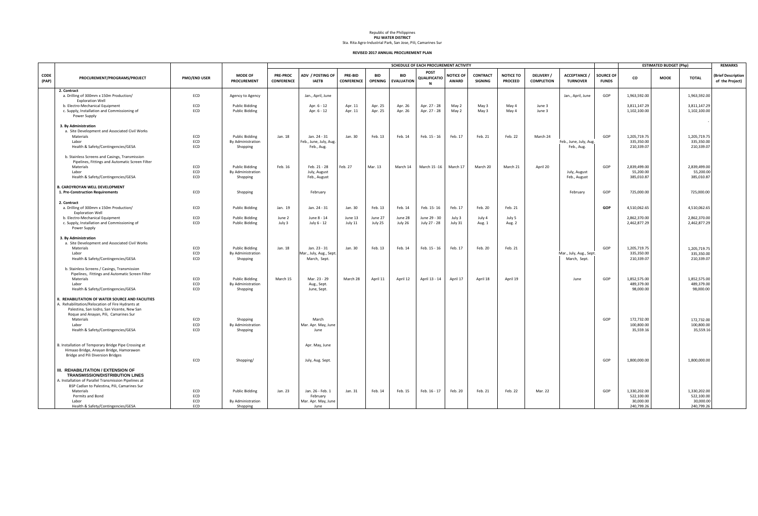Republic of the Philippines
**PILI WATER DISTRICT**
Sta. Rita Agro-Industrial Park, San Jose, Pili, Camarines Sur

**REVISED 2017 ANNUAL PROCUREMENT PLAN**

| CODE (PAP) | PROCUREMENT/PROGRAMS/PROJECT | PMO/END USER | MODE OF PROCUREMENT | SCHEDULE OF EACH PROCUREMENT ACTIVITY | | | | | | | | | | | | SOURCE OF FUNDS | ESTIMATED BUDGET (Php) | | | REMARKS |
|---|---|---|---|---|---|---|---|---|---|---|---|---|---|---|---|---|---|---|---|---|
| | | | | PRE-PROC CONFERENCE | ADV / POSTING OF IAETB | PRE-BID CONFERENCE | BID OPENING | BID EVALUATION | POST QUALIFICATION | NOTICE OF AWARD | CONTRACT SIGNING | NOTICE TO PROCEED | DELIVERY / COMPLETION | ACCEPTANCE / TURNOVER | | CO | MOOE | TOTAL | (Brief Description of the Project) |
| | 2. Contract | | | | | | | | | | | | | | | | | | | |
| | a. Drilling of 300mm x 150m Production/ Exploration Well | ECD | Agency to Agency | | Jan., April, June | | | | | | | | | Jan., April, June | GOP | 1,963,592.00 | | 1,963,592.00 | |
| | b. Electro-Mechanical Equipment | ECD | Public Bidding | | Apr. 6 - 12 | Apr. 11 | Apr. 25 | Apr. 26 | Apr. 27 - 28 | May 2 | May 3 | May 4 | June 3 | | | 3,811,147.29 | | 3,811,147.29 | |
| | c. Supply, Installation and Commissioning of Power Supply | ECD | Public Bidding | | Apr. 6 - 12 | Apr. 11 | Apr. 25 | Apr. 26 | Apr. 27 - 28 | May 2 | May 3 | May 4 | June 3 | | | 1,102,100.00 | | 1,102,100.00 | |
| | | | | | | | | | | | | | | | | | | - | |
| | 3. By Administration | | | | | | | | | | | | | | | | | | | |
| | a. Site Development and Associated Civil Works | | | | | | | | | | | | | | | | | | | |
| | Materials | ECD | Public Bidding | Jan. 18 | Jan. 24 - 31 | Jan. 30 | Feb. 13 | Feb. 14 | Feb. 15 - 16 | Feb. 17 | Feb. 21 | Feb. 22 | March 24 | | GOP | 1,205,719.75 | | 1,205,719.75 | |
| | Labor | ECD | By Administration | | Feb., June, July, Aug. | | | | | | | | | Feb., June, July, Aug. | | 335,350.00 | | 335,350.00 | |
| | Health & Safety/Contingencies/GESA | ECD | Shopping | | Feb., Aug. | | | | | | | | | Feb., Aug. | | 210,339.07 | | 210,339.07 | |
| | b. Stainless Screens and Casings, Transmission Pipelines, Fittings and Automatic Screen Filter | | | | | | | | | | | | | | | | | | | |
| | Materials | ECD | Public Bidding | Feb. 16 | Feb. 21 - 28 | Feb. 27 | Mar. 13 | March 14 | March 15 -16 | March 17 | March 20 | March 21 | April 20 | | GOP | 2,839,499.00 | | 2,839,499.00 | |
| | Labor | ECD | By Administration | | July, August | | | | | | | | | July, August | | 55,200.00 | | 55,200.00 | |
| | Health & Safety/Contingencies/GESA | ECD | Shopping | | Feb., August | | | | | | | | | Feb., August | | 385,010.87 | | 385,010.87 | |
| | **B. CAROYROYAN WELL DEVELOPMENT** | | | | | | | | | | | | | | | | | | | |
| | **1. Pre-Construction Requirements** | ECD | Shopping | | February | | | | | | | | | February | GOP | 725,000.00 | | 725,000.00 | |
| | 2. Contract | | | | | | | | | | | | | | | | | | | |
| | a. Drilling of 300mm x 150m Production/ Exploration Well | ECD | Public Bidding | Jan. 19 | Jan. 24 - 31 | Jan. 30 | Feb. 13 | Feb. 14 | Feb. 15- 16 | Feb. 17 | Feb. 20 | Feb. 21 | | | **GOP** | 4,510,062.65 | | 4,510,062.65 | |
| | b. Electro-Mechanical Equipment | ECD | Public Bidding | June 2 | June 8 - 14 | June 13 | June 27 | June 28 | June 29 - 30 | July 3 | July 4 | July 5 | | | | 2,862,370.00 | | 2,862,370.00 | |
| | c. Supply, Installation and Commissioning of Power Supply | ECD | Public Bidding | July 3 | July 6 - 12 | July 11 | July 25 | July 26 | July 27 - 28 | July 31 | Aug. 1 | Aug. 2 | | | | 2,462,877.29 | | 2,462,877.29 | |
| | 3. By Administration | | | | | | | | | | | | | | | | | | | |
| | a. Site Development and Associated Civil Works | | | | | | | | | | | | | | | | | | | |
| | Materials | ECD | Public Bidding | Jan. 18 | Jan. 23 - 31 | Jan. 30 | Feb. 13 | Feb. 14 | Feb. 15 - 16 | Feb. 17 | Feb. 20 | Feb. 21 | | | GOP | 1,205,719.75 | | 1,205,719.75 | |
| | Labor | ECD | By Administration | | Mar., July, Aug., Sept. | | | | | | | | | Mar., July, Aug., Sept. | | 335,350.00 | | 335,350.00 | |
| | Health & Safety/Contingencies/GESA | ECD | Shopping | | March, Sept. | | | | | | | | | March, Sept. | | 210,339.07 | | 210,339.07 | |
| | b. Stainless Screens / Casings, Transmission Pipelines, Fittings and Automatic Screen Filter | | | | | | | | | | | | | | | | | | | |
| | Materials | ECD | Public Bidding | March 15 | Mar. 23 - 29 | March 28 | April 11 | April 12 | April 13 - 14 | April 17 | April 18 | April 19 | | June | GOP | 1,852,575.00 | | 1,852,575.00 | |
| | Labor | ECD | By Administration | | Aug., Sept. | | | | | | | | | | | 489,379.00 | | 489,379.00 | |
| | Health & Safety/Contingencies/GESA | ECD | Shopping | | June, Sept. | | | | | | | | | | | 98,000.00 | | 98,000.00 | |
| | **II. REHABILITATION OF WATER SOURCE AND FACILITIES** | | | | | | | | | | | | | | | | | | | |
| | A. Rehabilitation/Relocation of Fire Hydrants at Palestina, San Isidro, San Vicente, New San Roque and Anayan, Pili, Camarines Sur | | | | | | | | | | | | | | | | | | | |
| | Materials | ECD | Shopping | | March | | | | | | | | | | GOP | 172,732.00 | | 172,732.00 | |
| | Labor | ECD | By Administration | | Mar. Apr. May, June | | | | | | | | | | | 100,800.00 | | 100,800.00 | |
| | Health & Safety/Contingencies/GESA | ECD | Shopping | | June | | | | | | | | | | | 35,559.16 | | 35,559.16 | |
| | B. Installation of Temporary Bridge Pipe Crossing at Himaao Bridge, Anayan Bridge, Hamorawon Bridge and Pili Diversion Bridges | ECD | Shopping/ | | Apr. May, June<br>July, Aug. Sept. | | | | | | | | | | GOP | 1,800,000.00 | | 1,800,000.00 | |
| | **III. REHABILITATION / EXTENSION OF TRANSMISSION/DISTRIBUTION LINES** | | | | | | | | | | | | | | | | | | | |
| | A. Installation of Parallel Transmission Pipelines at BSP Cadlan to Palestina, Pili, Camarines Sur | | | | | | | | | | | | | | | | | | | |
| | Materials | ECD | Public Bidding | Jan. 23 | Jan. 26 - Feb. 1 | Jan. 31 | Feb. 14 | Feb. 15 | Feb. 16 - 17 | Feb. 20 | Feb. 21 | Feb. 22 | Mar. 22 | | GOP | 1,330,202.00 | | 1,330,202.00 | |
| | Permits and Bond | ECD | | | February | | | | | | | | | | | 522,100.00 | | 522,100.00 | |
| | Labor | ECD | By Administration | | Mar. Apr. May, June | | | | | | | | | | | 30,000.00 | | 30,000.00 | |
| | Health & Safety/Contingencies/GESA | ECD | Shopping | | June | | | | | | | | | | | 240,799.26 | | 240,799.26 | |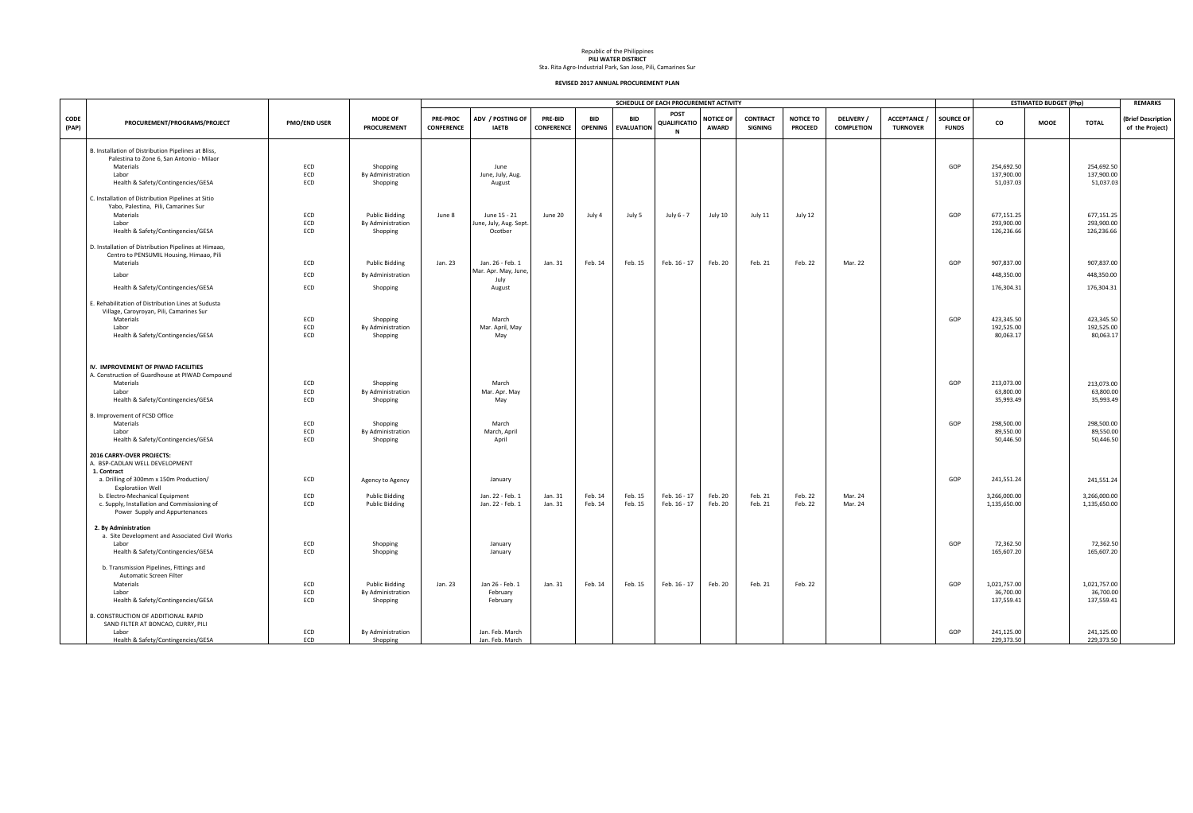Republic of the Philippines
**PILI WATER DISTRICT**
Sta. Rita Agro-Industrial Park, San Jose, Pili, Camarines Sur

**REVISED 2017 ANNUAL PROCUREMENT PLAN**

| CODE (PAP) | PROCUREMENT/PROGRAMS/PROJECT | PMO/END USER | MODE OF PROCUREMENT | SCHEDULE OF EACH PROCUREMENT ACTIVITY | | | | | | | | | | | | SOURCE OF FUNDS | ESTIMATED BUDGET (Php) | | | REMARKS |
|---|---|---|---|---|---|---|---|---|---|---|---|---|---|---|---|---|---|---|---|---|
| | | | | PRE-PROC CONFERENCE | ADV / POSTING OF IAETB | PRE-BID CONFERENCE | BID OPENING | BID EVALUATION | POST QUALIFICATION | NOTICE OF AWARD | CONTRACT SIGNING | NOTICE TO PROCEED | DELIVERY / COMPLETION | ACCEPTANCE / TURNOVER | | CO | MOOE | TOTAL | (Brief Description of the Project) |
| | B. Installation of Distribution Pipelines at Bliss, Palestina to Zone 6, San Antonio - Milaor | | | | | | | | | | | | | | | | | | | |
| | Materials | ECD | Shopping | | June | | | | | | | | | | GOP | 254,692.50 | | 254,692.50 | |
| | Labor | ECD | By Administration | | June, July, Aug. | | | | | | | | | | | 137,900.00 | | 137,900.00 | |
| | Health & Safety/Contingencies/GESA | ECD | Shopping | | August | | | | | | | | | | | 51,037.03 | | 51,037.03 | |
| | C. Installation of Distribution Pipelines at Sitio Yabo, Palestina, Pili, Camarines Sur | | | | | | | | | | | | | | | | | | | |
| | Materials | ECD | Public Bidding | June 8 | June 15 - 21 | June 20 | July 4 | July 5 | July 6 - 7 | July 10 | July 11 | July 12 | | | GOP | 677,151.25 | | 677,151.25 | |
| | Labor | ECD | By Administration | | June, July, Aug. Sept. | | | | | | | | | | | 293,900.00 | | 293,900.00 | |
| | Health & Safety/Contingencies/GESA | ECD | Shopping | | Ocotber | | | | | | | | | | | 126,236.66 | | 126,236.66 | |
| | D. Installation of Distribution Pipelines at Himaao, Centro to PENSUMIL Housing, Himaao, Pili | | | | | | | | | | | | | | | | | | | |
| | Materials | ECD | Public Bidding | Jan. 23 | Jan. 26 - Feb. 1 | Jan. 31 | Feb. 14 | Feb. 15 | Feb. 16 - 17 | Feb. 20 | Feb. 21 | Feb. 22 | Mar. 22 | | GOP | 907,837.00 | | 907,837.00 | |
| | Labor | ECD | By Administration | | Mar. Apr. May, June, July | | | | | | | | | | | 448,350.00 | | 448,350.00 | |
| | Health & Safety/Contingencies/GESA | ECD | Shopping | | August | | | | | | | | | | | 176,304.31 | | 176,304.31 | |
| | E. Rehabilitation of Distribution Lines at Sudusta Village, Caroyroyan, Pili, Camarines Sur | | | | | | | | | | | | | | | | | | | |
| | Materials | ECD | Shopping | | March | | | | | | | | | | GOP | 423,345.50 | | 423,345.50 | |
| | Labor | ECD | By Administration | | Mar. April, May | | | | | | | | | | | 192,525.00 | | 192,525.00 | |
| | Health & Safety/Contingencies/GESA | ECD | Shopping | | May | | | | | | | | | | | 80,063.17 | | 80,063.17 | |
| | **IV. IMPROVEMENT OF PIWAD FACILITIES** | | | | | | | | | | | | | | | | | | | |
| | A. Construction of Guardhouse at PIWAD Compound | | | | | | | | | | | | | | | | | | | |
| | Materials | ECD | Shopping | | March | | | | | | | | | | GOP | 213,073.00 | | 213,073.00 | |
| | Labor | ECD | By Administration | | Mar. Apr. May | | | | | | | | | | | 63,800.00 | | 63,800.00 | |
| | Health & Safety/Contingencies/GESA | ECD | Shopping | | May | | | | | | | | | | | 35,993.49 | | 35,993.49 | |
| | B. Improvement of FCSD Office | | | | | | | | | | | | | | | | | | | |
| | Materials | ECD | Shopping | | March | | | | | | | | | | GOP | 298,500.00 | | 298,500.00 | |
| | Labor | ECD | By Administration | | March, April | | | | | | | | | | | 89,550.00 | | 89,550.00 | |
| | Health & Safety/Contingencies/GESA | ECD | Shopping | | April | | | | | | | | | | | 50,446.50 | | 50,446.50 | |
| | **2016 CARRY-OVER PROJECTS:** | | | | | | | | | | | | | | | | | | | |
| | A. BSP-CADLAN WELL DEVELOPMENT | | | | | | | | | | | | | | | | | | | |
| | **1. Contract** | | | | | | | | | | | | | | | | | | | |
| | a. Drilling of 300mm x 150m Production/ Exploratiion Well | ECD | Agency to Agency | | January | | | | | | | | | | GOP | 241,551.24 | | 241,551.24 | |
| | b. Electro-Mechanical Equipment | ECD | Public Bidding | | Jan. 22 - Feb. 1 | Jan. 31 | Feb. 14 | Feb. 15 | Feb. 16 - 17 | Feb. 20 | Feb. 21 | Feb. 22 | Mar. 24 | | | 3,266,000.00 | | 3,266,000.00 | |
| | c. Supply, Installation and Commissioning of Power Supply and Appurtenances | ECD | Public Bidding | | Jan. 22 - Feb. 1 | Jan. 31 | Feb. 14 | Feb. 15 | Feb. 16 - 17 | Feb. 20 | Feb. 21 | Feb. 22 | Mar. 24 | | | 1,135,650.00 | | 1,135,650.00 | |
| | **2. By Administration** | | | | | | | | | | | | | | | | | | | |
| | a. Site Development and Associated Civil Works | | | | | | | | | | | | | | | | | | | |
| | Labor | ECD | Shopping | | January | | | | | | | | | | GOP | 72,362.50 | | 72,362.50 | |
| | Health & Safety/Contingencies/GESA | ECD | Shopping | | January | | | | | | | | | | | 165,607.20 | | 165,607.20 | |
| | b. Transmission Pipelines, Fittings and Automatic Screen Filter | | | | | | | | | | | | | | | | | | | |
| | Materials | ECD | Public Bidding | Jan. 23 | Jan 26 - Feb. 1 | Jan. 31 | Feb. 14 | Feb. 15 | Feb. 16 - 17 | Feb. 20 | Feb. 21 | Feb. 22 | | | GOP | 1,021,757.00 | | 1,021,757.00 | |
| | Labor | ECD | By Administration | | February | | | | | | | | | | | 36,700.00 | | 36,700.00 | |
| | Health & Safety/Contingencies/GESA | ECD | Shopping | | February | | | | | | | | | | | 137,559.41 | | 137,559.41 | |
| | B. CONSTRUCTION OF ADDITIONAL RAPID SAND FILTER AT BONCAO, CURRY, PILI | | | | | | | | | | | | | | | | | | | |
| | Labor | ECD | By Administration | | Jan. Feb. March | | | | | | | | | | GOP | 241,125.00 | | 241,125.00 | |
| | Health & Safety/Contingencies/GESA | ECD | Shopping | | Jan. Feb. March | | | | | | | | | | | 229,373.50 | | 229,373.50 | |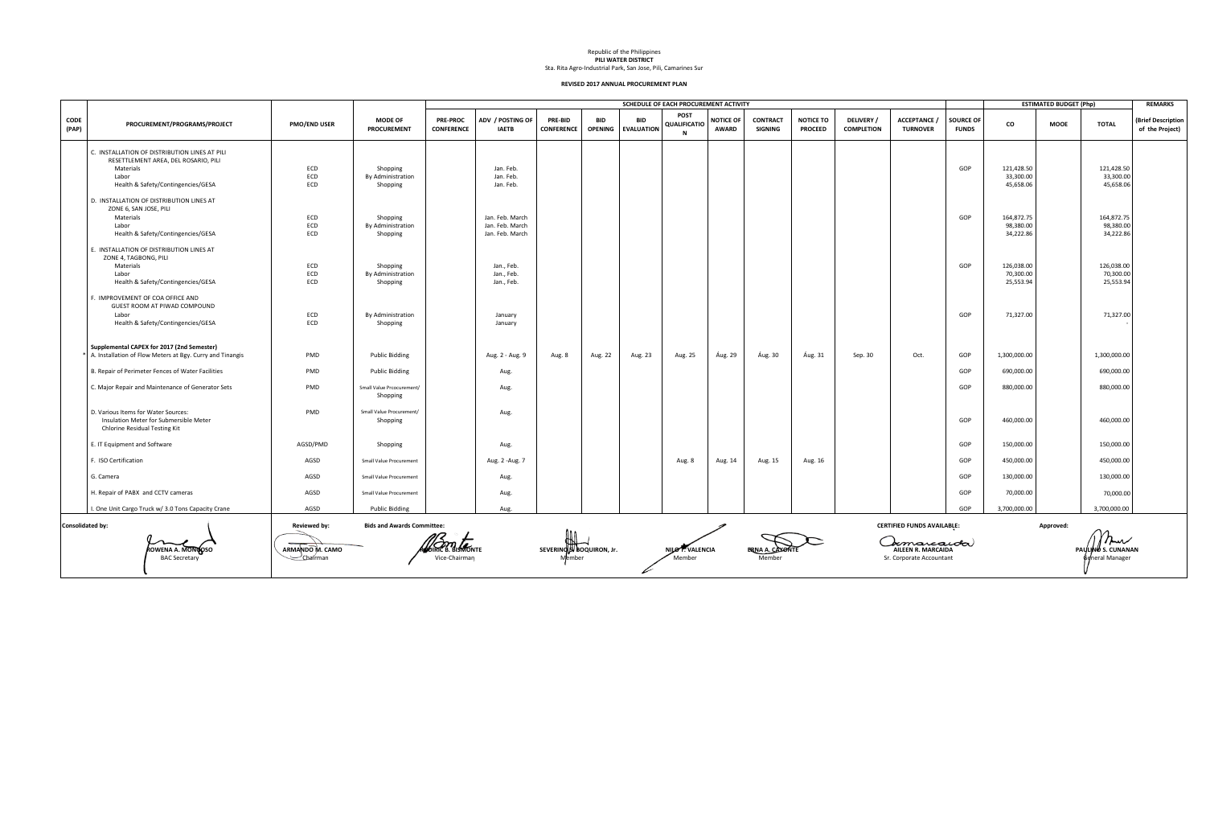Republic of the Philippines
**PILI WATER DISTRICT**
Sta. Rita Agro-Industrial Park, San Jose, Pili, Camarines Sur

**REVISED 2017 ANNUAL PROCUREMENT PLAN**

| CODE (PAP) | PROCUREMENT/PROGRAMS/PROJECT | PMO/END USER | MODE OF PROCUREMENT | SCHEDULE OF EACH PROCUREMENT ACTIVITY | | | | | | | | | | | SOURCE OF FUNDS | ESTIMATED BUDGET (Php) | | | REMARKS |
|---|---|---|---|---|---|---|---|---|---|---|---|---|---|---|---|---|---|---|---|
| | | | | PRE-PROC CONFERENCE | ADV / POSTING OF IAETB | PRE-BID CONFERENCE | BID OPENING | BID EVALUATION | POST QUALIFICATION | NOTICE OF AWARD | CONTRACT SIGNING | NOTICE TO PROCEED | DELIVERY / COMPLETION | ACCEPTANCE / TURNOVER | | CO | MOOE | TOTAL | (Brief Description of the Project) |
| | C. INSTALLATION OF DISTRIBUTION LINES AT PILI RESETTLEMENT AREA, DEL ROSARIO, PILI | | | | | | | | | | | | | | | | | | |
| | Materials | ECD | Shopping | | Jan. Feb. | | | | | | | | | | GOP | 121,428.50 | | 121,428.50 | |
| | Labor | ECD | By Administration | | Jan. Feb. | | | | | | | | | | | 33,300.00 | | 33,300.00 | |
| | Health & Safety/Contingencies/GESA | ECD | Shopping | | Jan. Feb. | | | | | | | | | | | 45,658.06 | | 45,658.06 | |
| | D. INSTALLATION OF DISTRIBUTION LINES AT ZONE 6, SAN JOSE, PILI | | | | | | | | | | | | | | | | | | |
| | Materials | ECD | Shopping | | Jan. Feb. March | | | | | | | | | | GOP | 164,872.75 | | 164,872.75 | |
| | Labor | ECD | By Administration | | Jan. Feb. March | | | | | | | | | | | 98,380.00 | | 98,380.00 | |
| | Health & Safety/Contingencies/GESA | ECD | Shopping | | Jan. Feb. March | | | | | | | | | | | 34,222.86 | | 34,222.86 | |
| | E. INSTALLATION OF DISTRIBUTION LINES AT ZONE 4, TAGBONG, PILI | | | | | | | | | | | | | | | | | | |
| | Materials | ECD | Shopping | | Jan., Feb. | | | | | | | | | | GOP | 126,038.00 | | 126,038.00 | |
| | Labor | ECD | By Administration | | Jan., Feb. | | | | | | | | | | | 70,300.00 | | 70,300.00 | |
| | Health & Safety/Contingencies/GESA | ECD | Shopping | | Jan., Feb. | | | | | | | | | | | 25,553.94 | | 25,553.94 | |
| | F. IMPROVEMENT OF COA OFFICE AND GUEST ROOM AT PIWAD COMPOUND | | | | | | | | | | | | | | | | | | |
| | Labor | ECD | By Administration | | January | | | | | | | | | | GOP | 71,327.00 | | 71,327.00 | |
| | Health & Safety/Contingencies/GESA | ECD | Shopping | | January | | | | | | | | | | | | | - | |
| | **Supplemental CAPEX for 2017 (2nd Semester)** | | | | | | | | | | | | | | | | | | |
| * | A. Installation of Flow Meters at Bgy. Curry and Tinangis | PMD | Public Bidding | | Aug. 2 - Aug. 9 | Aug. 8 | Aug. 22 | Aug. 23 | Aug. 25 | Aug. 29 | Aug. 30 | Aug. 31 | Sep. 30 | Oct. | GOP | 1,300,000.00 | | 1,300,000.00 | |
| | B. Repair of Perimeter Fences of Water Facilities | PMD | Public Bidding | | Aug. | | | | | | | | | | GOP | 690,000.00 | | 690,000.00 | |
| | C. Major Repair and Maintenance of Generator Sets | PMD | Small Value Prcocurement/ Shopping | | Aug. | | | | | | | | | | GOP | 880,000.00 | | 880,000.00 | |
| | D. Various Items for Water Sources: Insulation Meter for Submersible Meter Chlorine Residual Testing Kit | PMD | Small Value Procurement/ Shopping | | Aug. | | | | | | | | | | GOP | 460,000.00 | | 460,000.00 | |
| | E. IT Equipment and Software | AGSD/PMD | Shopping | | Aug. | | | | | | | | | | GOP | 150,000.00 | | 150,000.00 | |
| | F. ISO Certification | AGSD | Small Value Procurement | | Aug. 2 -Aug. 7 | | | | Aug. 8 | Aug. 14 | Aug. 15 | Aug. 16 | | | GOP | 450,000.00 | | 450,000.00 | |
| | G. Camera | AGSD | Small Value Procurement | | Aug. | | | | | | | | | | GOP | 130,000.00 | | 130,000.00 | |
| | H. Repair of PABX and CCTV cameras | AGSD | Small Value Procurement | | Aug. | | | | | | | | | | GOP | 70,000.00 | | 70,000.00 | |
| | I. One Unit Cargo Truck w/ 3.0 Tons Capacity Crane | AGSD | Public Bidding | | Aug. | | | | | | | | | | GOP | 3,700,000.00 | | 3,700,000.00 | |

**Consolidated by:**
ROWENA A. MONTOSO
BAC Secretary

**Reviewed by:**
ARMANDO M. CAMO
Chairman

**Bids and Awards Committee:**
RODIRIC B. BISMONTE
Vice-Chairman

SEVERINO R. BOQUIRON, Jr.
Member

NILO T. VALENCIA
Member

ERNA A. CAYONTE
Member

**CERTIFIED FUNDS AVAILABLE:**
AILEEN R. MARCAIDA
Sr. Corporate Accountant

**Approved:**
PAULINO S. CUNANAN
General Manager